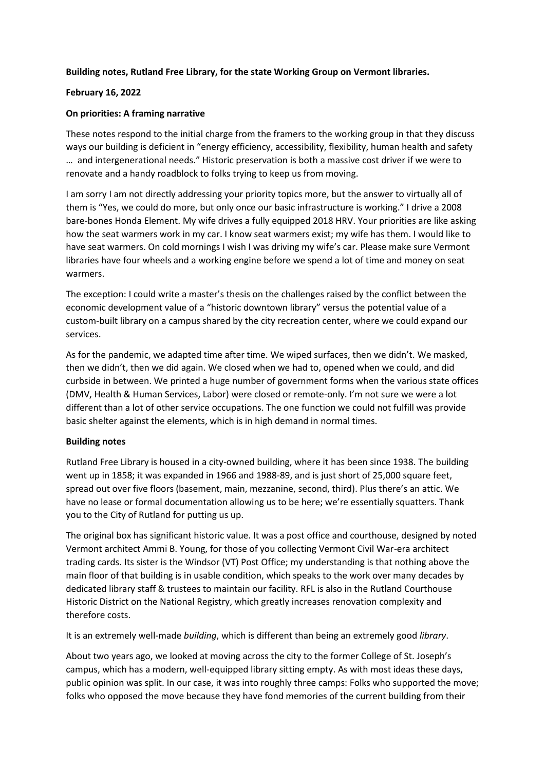**Building notes, Rutland Free Library, for the state Working Group on Vermont libraries.**

**February 16, 2022**

**On priorities: A framing narrative**

These notes respond to the initial charge from the framers to the working group in that they discuss ways our building is deficient in "energy efficiency, accessibility, flexibility, human health and safety … and intergenerational needs." Historic preservation is both a massive cost driver if we were to renovate and a handy roadblock to folks trying to keep us from moving.

I am sorry I am not directly addressing your priority topics more, but the answer to virtually all of them is "Yes, we could do more, but only once our basic infrastructure is working." I drive a 2008 bare-bones Honda Element. My wife drives a fully equipped 2018 HRV. Your priorities are like asking how the seat warmers work in my car. I know seat warmers exist; my wife has them. I would like to have seat warmers. On cold mornings I wish I was driving my wife's car. Please make sure Vermont libraries have four wheels and a working engine before we spend a lot of time and money on seat warmers.

The exception: I could write a master's thesis on the challenges raised by the conflict between the economic development value of a "historic downtown library" versus the potential value of a custom-built library on a campus shared by the city recreation center, where we could expand our services.

As for the pandemic, we adapted time after time. We wiped surfaces, then we didn't. We masked, then we didn't, then we did again. We closed when we had to, opened when we could, and did curbside in between. We printed a huge number of government forms when the various state offices (DMV, Health & Human Services, Labor) were closed or remote-only. I'm not sure we were a lot different than a lot of other service occupations. The one function we could not fulfill was provide basic shelter against the elements, which is in high demand in normal times.

**Building notes**

Rutland Free Library is housed in a city-owned building, where it has been since 1938. The building went up in 1858; it was expanded in 1966 and 1988-89, and is just short of 25,000 square feet, spread out over five floors (basement, main, mezzanine, second, third). Plus there's an attic. We have no lease or formal documentation allowing us to be here; we're essentially squatters. Thank you to the City of Rutland for putting us up.

The original box has significant historic value. It was a post office and courthouse, designed by noted Vermont architect Ammi B. Young, for those of you collecting Vermont Civil War-era architect trading cards. Its sister is the Windsor (VT) Post Office; my understanding is that nothing above the main floor of that building is in usable condition, which speaks to the work over many decades by dedicated library staff & trustees to maintain our facility. RFL is also in the Rutland Courthouse Historic District on the National Registry, which greatly increases renovation complexity and therefore costs.

It is an extremely well-made *building*, which is different than being an extremely good *library*.

About two years ago, we looked at moving across the city to the former College of St. Joseph's campus, which has a modern, well-equipped library sitting empty. As with most ideas these days, public opinion was split. In our case, it was into roughly three camps: Folks who supported the move; folks who opposed the move because they have fond memories of the current building from their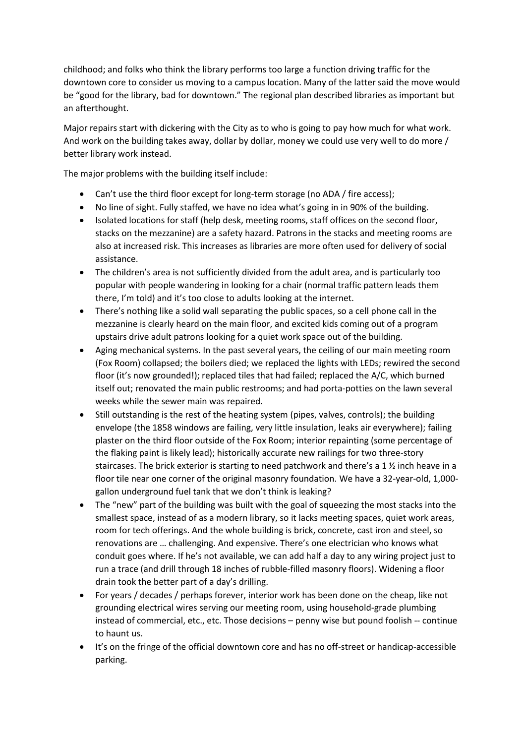childhood; and folks who think the library performs too large a function driving traffic for the downtown core to consider us moving to a campus location. Many of the latter said the move would be "good for the library, bad for downtown." The regional plan described libraries as important but an afterthought.

Major repairs start with dickering with the City as to who is going to pay how much for what work. And work on the building takes away, dollar by dollar, money we could use very well to do more / better library work instead.

The major problems with the building itself include:

- Can't use the third floor except for long-term storage (no ADA / fire access);
- No line of sight. Fully staffed, we have no idea what's going in in 90% of the building.
- Isolated locations for staff (help desk, meeting rooms, staff offices on the second floor, stacks on the mezzanine) are a safety hazard. Patrons in the stacks and meeting rooms are also at increased risk. This increases as libraries are more often used for delivery of social assistance.
- The children's area is not sufficiently divided from the adult area, and is particularly too popular with people wandering in looking for a chair (normal traffic pattern leads them there, I'm told) and it's too close to adults looking at the internet.
- There's nothing like a solid wall separating the public spaces, so a cell phone call in the mezzanine is clearly heard on the main floor, and excited kids coming out of a program upstairs drive adult patrons looking for a quiet work space out of the building.
- Aging mechanical systems. In the past several years, the ceiling of our main meeting room (Fox Room) collapsed; the boilers died; we replaced the lights with LEDs; rewired the second floor (it's now grounded!); replaced tiles that had failed; replaced the A/C, which burned itself out; renovated the main public restrooms; and had porta-potties on the lawn several weeks while the sewer main was repaired.
- Still outstanding is the rest of the heating system (pipes, valves, controls); the building envelope (the 1858 windows are failing, very little insulation, leaks air everywhere); failing plaster on the third floor outside of the Fox Room; interior repainting (some percentage of the flaking paint is likely lead); historically accurate new railings for two three-story staircases. The brick exterior is starting to need patchwork and there's a 1 ½ inch heave in a floor tile near one corner of the original masonry foundation. We have a 32-year-old, 1,000-gallon underground fuel tank that we don't think is leaking?
- The "new" part of the building was built with the goal of squeezing the most stacks into the smallest space, instead of as a modern library, so it lacks meeting spaces, quiet work areas, room for tech offerings. And the whole building is brick, concrete, cast iron and steel, so renovations are … challenging. And expensive. There's one electrician who knows what conduit goes where. If he's not available, we can add half a day to any wiring project just to run a trace (and drill through 18 inches of rubble-filled masonry floors). Widening a floor drain took the better part of a day's drilling.
- For years / decades / perhaps forever, interior work has been done on the cheap, like not grounding electrical wires serving our meeting room, using household-grade plumbing instead of commercial, etc., etc. Those decisions – penny wise but pound foolish -- continue to haunt us.
- It's on the fringe of the official downtown core and has no off-street or handicap-accessible parking.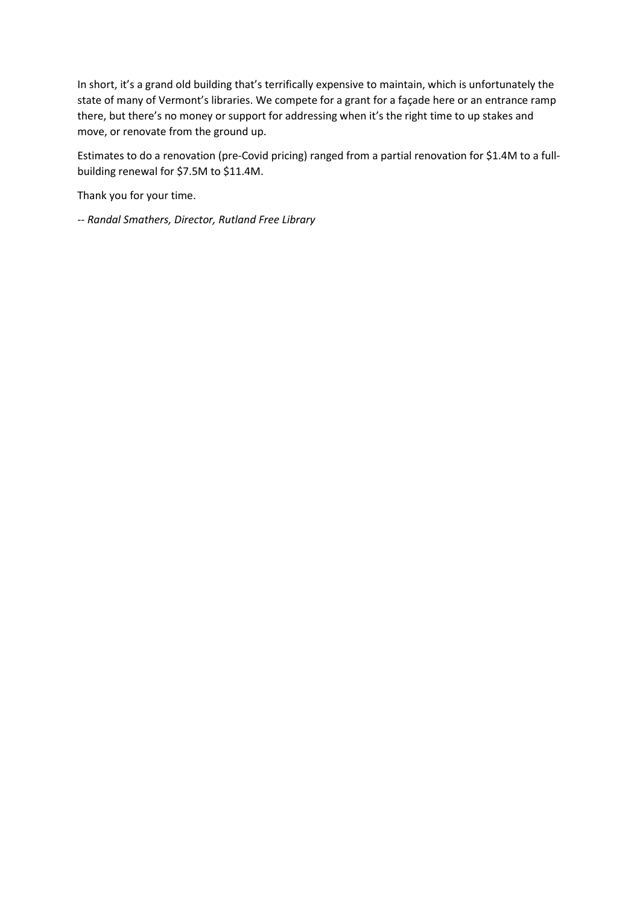In short, it's a grand old building that's terrifically expensive to maintain, which is unfortunately the state of many of Vermont's libraries. We compete for a grant for a façade here or an entrance ramp there, but there's no money or support for addressing when it's the right time to up stakes and move, or renovate from the ground up.

Estimates to do a renovation (pre-Covid pricing) ranged from a partial renovation for $1.4M to a full-building renewal for $7.5M to $11.4M.

Thank you for your time.

-- *Randal Smathers, Director, Rutland Free Library*